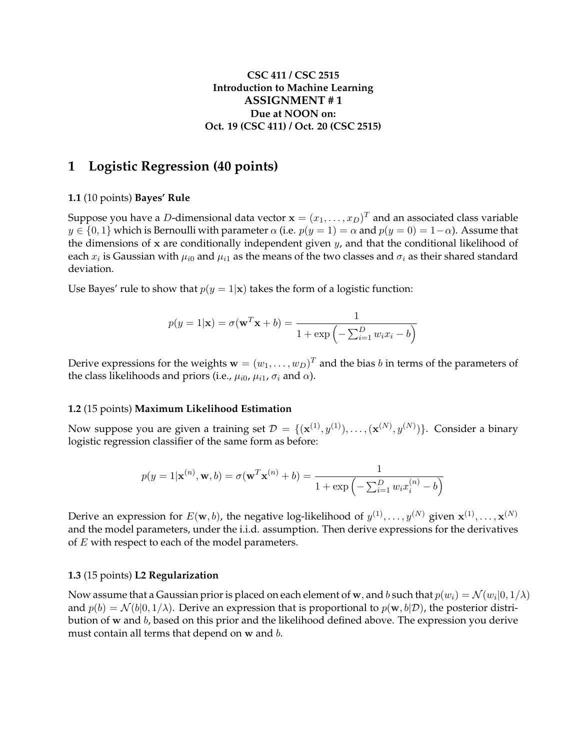**CSC 411 / CSC 2515**
**Introduction to Machine Learning**
**ASSIGNMENT # 1**
**Due at NOON on:**
**Oct. 19 (CSC 411) / Oct. 20 (CSC 2515)**

# 1 Logistic Regression (40 points)

**1.1** (10 points) **Bayes' Rule**

Suppose you have a $D$-dimensional data vector $\mathbf{x} = (x_1, \ldots, x_D)^T$ and an associated class variable $y \in \{0, 1\}$ which is Bernoulli with parameter $\alpha$ (i.e. $p(y = 1) = \alpha$ and $p(y = 0) = 1 - \alpha$). Assume that the dimensions of $\mathbf{x}$ are conditionally independent given $y$, and that the conditional likelihood of each $x_i$ is Gaussian with $\mu_{i0}$ and $\mu_{i1}$ as the means of the two classes and $\sigma_i$ as their shared standard deviation.

Use Bayes' rule to show that $p(y = 1|\mathbf{x})$ takes the form of a logistic function:

$$p(y = 1|\mathbf{x}) = \sigma(\mathbf{w}^T\mathbf{x} + b) = \frac{1}{1 + \exp\left(-\sum_{i=1}^{D} w_i x_i - b\right)}$$

Derive expressions for the weights $\mathbf{w} = (w_1, \ldots, w_D)^T$ and the bias $b$ in terms of the parameters of the class likelihoods and priors (i.e., $\mu_{i0}$, $\mu_{i1}$, $\sigma_i$ and $\alpha$).

**1.2** (15 points) **Maximum Likelihood Estimation**

Now suppose you are given a training set $\mathcal{D} = \{(\mathbf{x}^{(1)}, y^{(1)}), \ldots, (\mathbf{x}^{(N)}, y^{(N)})\}$. Consider a binary logistic regression classifier of the same form as before:

$$p(y = 1|\mathbf{x}^{(n)}, \mathbf{w}, b) = \sigma(\mathbf{w}^T\mathbf{x}^{(n)} + b) = \frac{1}{1 + \exp\left(-\sum_{i=1}^{D} w_i x_i^{(n)} - b\right)}$$

Derive an expression for $E(\mathbf{w}, b)$, the negative log-likelihood of $y^{(1)}, \ldots, y^{(N)}$ given $\mathbf{x}^{(1)}, \ldots, \mathbf{x}^{(N)}$ and the model parameters, under the i.i.d. assumption. Then derive expressions for the derivatives of $E$ with respect to each of the model parameters.

**1.3** (15 points) **L2 Regularization**

Now assume that a Gaussian prior is placed on each element of $\mathbf{w}$, and $b$ such that $p(w_i) = \mathcal{N}(w_i|0, 1/\lambda)$ and $p(b) = \mathcal{N}(b|0, 1/\lambda)$. Derive an expression that is proportional to $p(\mathbf{w}, b|\mathcal{D})$, the posterior distribution of $\mathbf{w}$ and $b$, based on this prior and the likelihood defined above. The expression you derive must contain all terms that depend on $\mathbf{w}$ and $b$.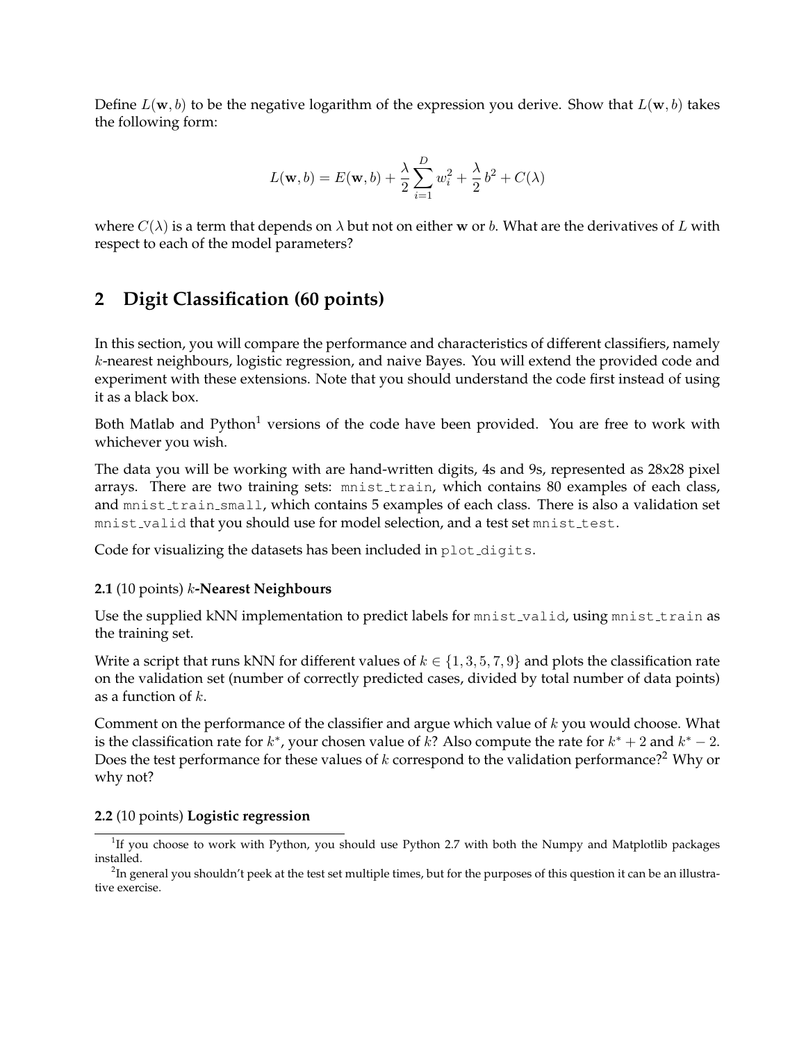Define $L(\mathbf{w}, b)$ to be the negative logarithm of the expression you derive. Show that $L(\mathbf{w}, b)$ takes the following form:

$$L(\mathbf{w}, b) = E(\mathbf{w}, b) + \frac{\lambda}{2} \sum_{i=1}^{D} w_i^2 + \frac{\lambda}{2} b^2 + C(\lambda)$$

where $C(\lambda)$ is a term that depends on $\lambda$ but not on either $\mathbf{w}$ or $b$. What are the derivatives of $L$ with respect to each of the model parameters?

## 2 Digit Classification (60 points)

In this section, you will compare the performance and characteristics of different classifiers, namely $k$-nearest neighbours, logistic regression, and naive Bayes. You will extend the provided code and experiment with these extensions. Note that you should understand the code first instead of using it as a black box.

Both Matlab and Python[1] versions of the code have been provided. You are free to work with whichever you wish.

The data you will be working with are hand-written digits, 4s and 9s, represented as 28x28 pixel arrays. There are two training sets: `mnist_train`, which contains 80 examples of each class, and `mnist_train_small`, which contains 5 examples of each class. There is also a validation set `mnist_valid` that you should use for model selection, and a test set `mnist_test`.

Code for visualizing the datasets has been included in `plot_digits`.

**2.1** (10 points) **$k$-Nearest Neighbours**

Use the supplied kNN implementation to predict labels for `mnist_valid`, using `mnist_train` as the training set.

Write a script that runs kNN for different values of $k \in \{1, 3, 5, 7, 9\}$ and plots the classification rate on the validation set (number of correctly predicted cases, divided by total number of data points) as a function of $k$.

Comment on the performance of the classifier and argue which value of $k$ you would choose. What is the classification rate for $k^*$, your chosen value of $k$? Also compute the rate for $k^* + 2$ and $k^* - 2$. Does the test performance for these values of $k$ correspond to the validation performance?[2] Why or why not?

**2.2** (10 points) **Logistic regression**

[1] If you choose to work with Python, you should use Python 2.7 with both the Numpy and Matplotlib packages installed.

[2] In general you shouldn't peek at the test set multiple times, but for the purposes of this question it can be an illustrative exercise.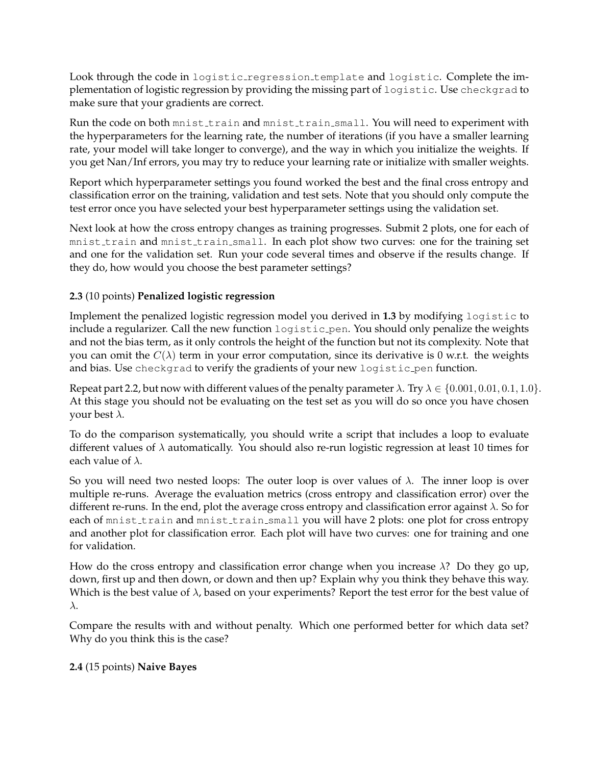Look through the code in `logistic_regression_template` and `logistic`. Complete the implementation of logistic regression by providing the missing part of `logistic`. Use `checkgrad` to make sure that your gradients are correct.

Run the code on both `mnist_train` and `mnist_train_small`. You will need to experiment with the hyperparameters for the learning rate, the number of iterations (if you have a smaller learning rate, your model will take longer to converge), and the way in which you initialize the weights. If you get Nan/Inf errors, you may try to reduce your learning rate or initialize with smaller weights.

Report which hyperparameter settings you found worked the best and the final cross entropy and classification error on the training, validation and test sets. Note that you should only compute the test error once you have selected your best hyperparameter settings using the validation set.

Next look at how the cross entropy changes as training progresses. Submit 2 plots, one for each of `mnist_train` and `mnist_train_small`. In each plot show two curves: one for the training set and one for the validation set. Run your code several times and observe if the results change. If they do, how would you choose the best parameter settings?

**2.3** (10 points) **Penalized logistic regression**

Implement the penalized logistic regression model you derived in **1.3** by modifying `logistic` to include a regularizer. Call the new function `logistic_pen`. You should only penalize the weights and not the bias term, as it only controls the height of the function but not its complexity. Note that you can omit the $C(\lambda)$ term in your error computation, since its derivative is 0 w.r.t. the weights and bias. Use `checkgrad` to verify the gradients of your new `logistic_pen` function.

Repeat part 2.2, but now with different values of the penalty parameter $\lambda$. Try $\lambda \in \{0.001, 0.01, 0.1, 1.0\}$. At this stage you should not be evaluating on the test set as you will do so once you have chosen your best $\lambda$.

To do the comparison systematically, you should write a script that includes a loop to evaluate different values of $\lambda$ automatically. You should also re-run logistic regression at least 10 times for each value of $\lambda$.

So you will need two nested loops: The outer loop is over values of $\lambda$. The inner loop is over multiple re-runs. Average the evaluation metrics (cross entropy and classification error) over the different re-runs. In the end, plot the average cross entropy and classification error against $\lambda$. So for each of `mnist_train` and `mnist_train_small` you will have 2 plots: one plot for cross entropy and another plot for classification error. Each plot will have two curves: one for training and one for validation.

How do the cross entropy and classification error change when you increase $\lambda$? Do they go up, down, first up and then down, or down and then up? Explain why you think they behave this way. Which is the best value of $\lambda$, based on your experiments? Report the test error for the best value of $\lambda$.

Compare the results with and without penalty. Which one performed better for which data set? Why do you think this is the case?

**2.4** (15 points) **Naive Bayes**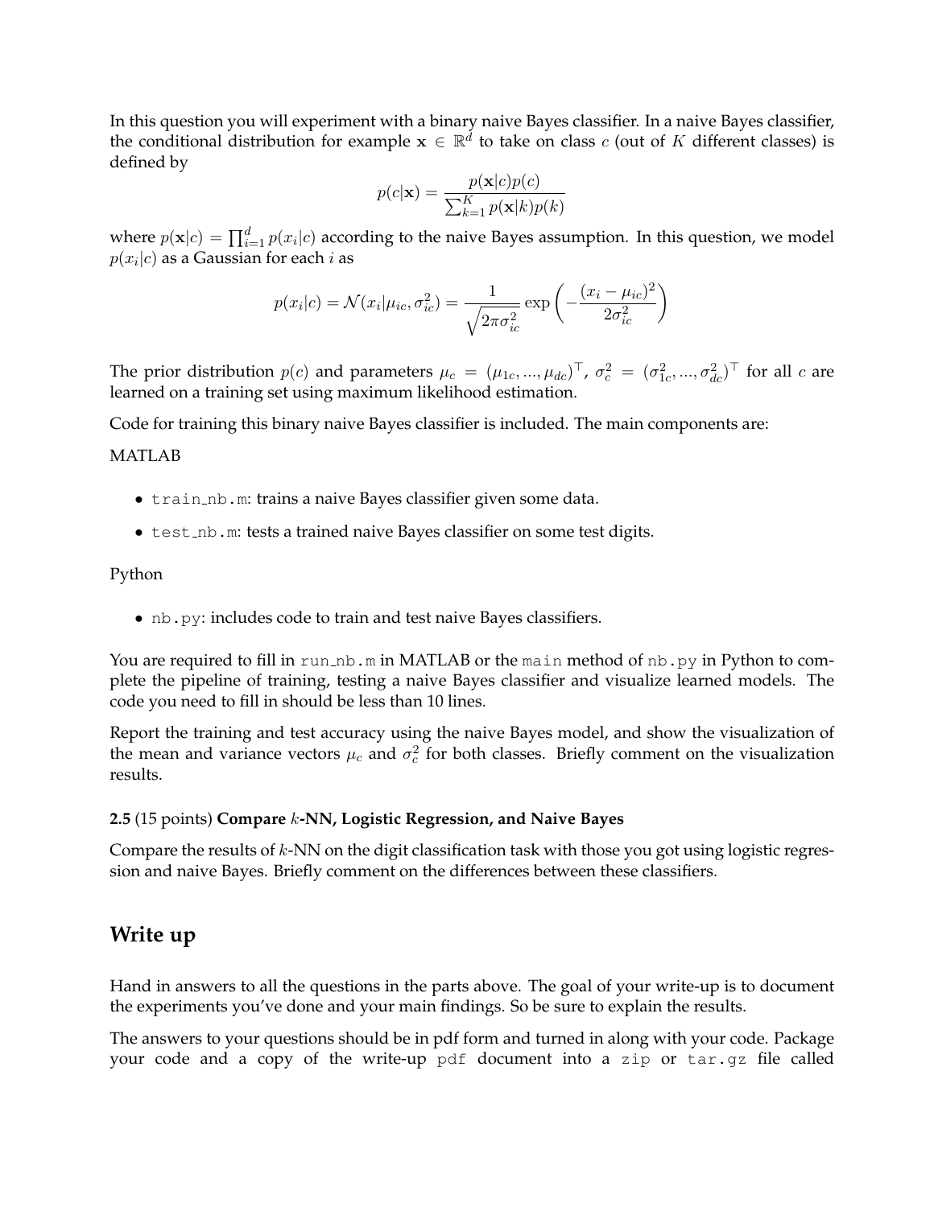In this question you will experiment with a binary naive Bayes classifier. In a naive Bayes classifier, the conditional distribution for example $\mathbf{x} \in \mathbb{R}^d$ to take on class $c$ (out of $K$ different classes) is defined by

$$p(c|\mathbf{x}) = \frac{p(\mathbf{x}|c)p(c)}{\sum_{k=1}^{K} p(\mathbf{x}|k)p(k)}$$

where $p(\mathbf{x}|c) = \prod_{i=1}^{d} p(x_i|c)$ according to the naive Bayes assumption. In this question, we model $p(x_i|c)$ as a Gaussian for each $i$ as

$$p(x_i|c) = \mathcal{N}(x_i|\mu_{ic}, \sigma_{ic}^2) = \frac{1}{\sqrt{2\pi\sigma_{ic}^2}} \exp\left(-\frac{(x_i - \mu_{ic})^2}{2\sigma_{ic}^2}\right)$$

The prior distribution $p(c)$ and parameters $\mu_c = (\mu_{1c}, ..., \mu_{dc})^\top$, $\sigma_c^2 = (\sigma_{1c}^2, ..., \sigma_{dc}^2)^\top$ for all $c$ are learned on a training set using maximum likelihood estimation.

Code for training this binary naive Bayes classifier is included. The main components are:

MATLAB

- `train_nb.m`: trains a naive Bayes classifier given some data.
- `test_nb.m`: tests a trained naive Bayes classifier on some test digits.

Python

- `nb.py`: includes code to train and test naive Bayes classifiers.

You are required to fill in `run_nb.m` in MATLAB or the `main` method of `nb.py` in Python to complete the pipeline of training, testing a naive Bayes classifier and visualize learned models. The code you need to fill in should be less than 10 lines.

Report the training and test accuracy using the naive Bayes model, and show the visualization of the mean and variance vectors $\mu_c$ and $\sigma_c^2$ for both classes. Briefly comment on the visualization results.

**2.5** (15 points) **Compare $k$-NN, Logistic Regression, and Naive Bayes**

Compare the results of $k$-NN on the digit classification task with those you got using logistic regression and naive Bayes. Briefly comment on the differences between these classifiers.

## Write up

Hand in answers to all the questions in the parts above. The goal of your write-up is to document the experiments you've done and your main findings. So be sure to explain the results.

The answers to your questions should be in pdf form and turned in along with your code. Package your code and a copy of the write-up `pdf` document into a `zip` or `tar.gz` file called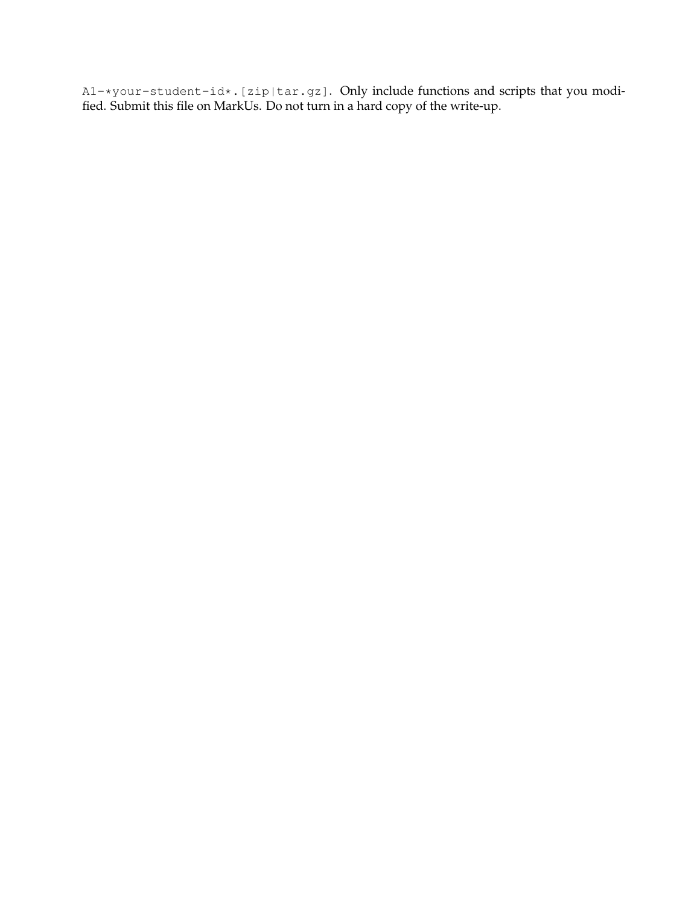A1-*your-student-id*.[zip|tar.gz]. Only include functions and scripts that you modified. Submit this file on MarkUs. Do not turn in a hard copy of the write-up.